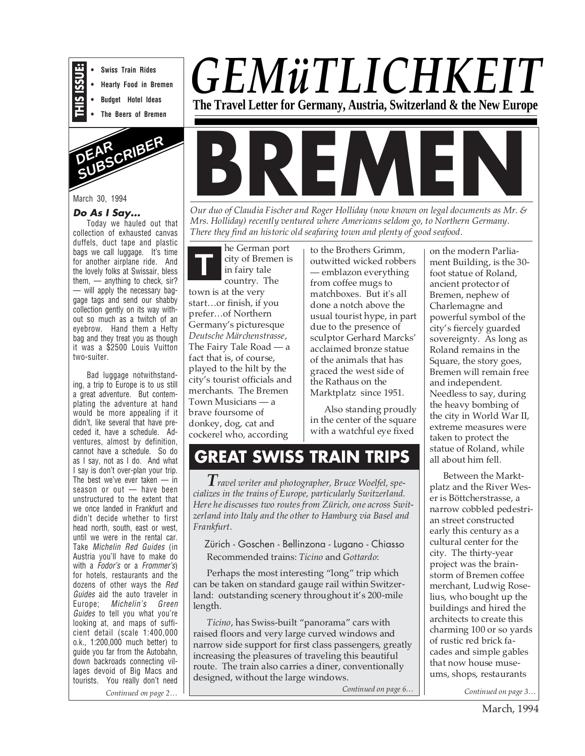**THIS ISSUE:**
- Swiss Train Rides
- Hearty Food in Bremen
- Budget Hotel Ideas
- The Beers of Bremen

# GEMüTLICHKEIT

**The Travel Letter for Germany, Austria, Switzerland & the New Europe**

## DEAR SUBSCRIBER

March 30, 1994

### *Do As I Say...*

Today we hauled out that collection of exhausted canvas duffels, duct tape and plastic bags we call luggage. It's time for another airplane ride. And the lovely folks at Swissair, bless them, — anything to check, sir? — will apply the necessary baggage tags and send our shabby collection gently on its way without so much as a twitch of an eyebrow. Hand them a Hefty bag and they treat you as though it was a $2500 Louis Vuitton two-suiter.

Bad luggage notwithstanding, a trip to Europe is to us still a great adventure. But contemplating the adventure at hand would be more appealing if it didn't, like several that have preceded it, have a schedule. Adventures, almost by definition, cannot have a schedule. So do as I say, not as I do. And what I say is don't over-plan your trip. The best we've ever taken — in season or out — have been unstructured to the extent that we once landed in Frankfurt and didn't decide whether to first head north, south, east or west, until we were in the rental car. Take *Michelin Red Guides* (in Austria you'll have to make do with a *Fodor's* or a *Frommer's*) for hotels, restaurants and the dozens of other ways the *Red Guides* aid the auto traveler in Europe; *Michelin's Green Guides* to tell you what you're looking at, and maps of sufficient detail (scale 1:400,000 o.k., 1:200,000 much better) to guide you far from the Autobahn, down backroads connecting villages devoid of Big Macs and tourists. You really don't need

*Continued on page 2…*

# BREMEN

*Our duo of Claudia Fischer and Roger Holliday (now known on legal documents as Mr. & Mrs. Holliday) recently ventured where Americans seldom go, to Northern Germany. There they find an historic old seafaring town and plenty of good seafood.*

The German port city of Bremen is in fairy tale country. The town is at the very start…or finish, if you prefer…of Northern Germany's picturesque *Deutsche Märchenstrasse*, The Fairy Tale Road — a fact that is, of course, played to the hilt by the city's tourist officials and merchants. The Bremen Town Musicians — a brave foursome of donkey, dog, cat and cockerel who, according to the Brothers Grimm, outwitted wicked robbers — emblazon everything from coffee mugs to matchboxes. But it's all done a notch above the usual tourist hype, in part due to the presence of sculptor Gerhard Marcks' acclaimed bronze statue of the animals that has graced the west side of the Rathaus on the Marktplatz since 1951.

Also standing proudly in the center of the square with a watchful eye fixed on the modern Parliament Building, is the 30-foot statue of Roland, ancient protector of Bremen, nephew of Charlemagne and powerful symbol of the city's fiercely guarded sovereignty. As long as Roland remains in the Square, the story goes, Bremen will remain free and independent. Needless to say, during the heavy bombing of the city in World War II, extreme measures were taken to protect the statue of Roland, while all about him fell.

Between the Marktplatz and the River Weser is Böttcherstrasse, a narrow cobbled pedestrian street constructed early this century as a cultural center for the city. The thirty-year project was the brainstorm of Bremen coffee merchant, Ludwig Roselius, who bought up the buildings and hired the architects to create this charming 100 or so yards of rustic red brick facades and simple gables that now house museums, shops, restaurants

*Continued on page 3…*

## GREAT SWISS TRAIN TRIPS

*Travel writer and photographer, Bruce Woelfel, specializes in the trains of Europe, particularly Switzerland. Here he discusses two routes from Zürich, one across Switzerland into Italy and the other to Hamburg via Basel and Frankfurt.*

Zürich - Goschen - Bellinzona - Lugano - Chiasso
Recommended trains: *Ticino* and *Gottardo*:

Perhaps the most interesting "long" trip which can be taken on standard gauge rail within Switzerland: outstanding scenery throughout it's 200-mile length.

*Ticino*, has Swiss-built "panorama" cars with raised floors and very large curved windows and narrow side support for first class passengers, greatly increasing the pleasures of traveling this beautiful route. The train also carries a diner, conventionally designed, without the large windows.

*Continued on page 6…*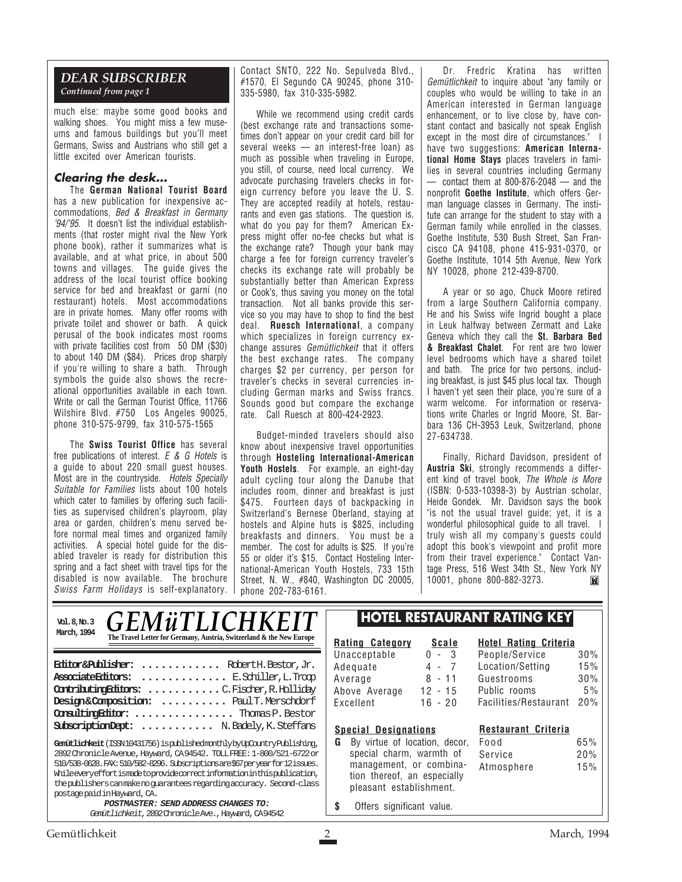## DEAR SUBSCRIBER

*Continued from page 1*

much else: maybe some good books and walking shoes. You might miss a few museums and famous buildings but you'll meet Germans, Swiss and Austrians who still get a little excited over American tourists.

### Clearing the desk...

The **German National Tourist Board** has a new publication for inexpensive accommodations, *Bed & Breakfast in Germany '94/'95*. It doesn't list the individual establishments (that roster might rival the New York phone book), rather it summarizes what is available, and at what price, in about 500 towns and villages. The guide gives the address of the local tourist office booking service for bed and breakfast or garni (no restaurant) hotels. Most accommodations are in private homes. Many offer rooms with private toilet and shower or bath. A quick perusal of the book indicates most rooms with private facilities cost from 50 DM ($30) to about 140 DM ($84). Prices drop sharply if you're willing to share a bath. Through symbols the guide also shows the recreational opportunities available in each town. Write or call the German Tourist Office, 11766 Wilshire Blvd. #750 Los Angeles 90025, phone 310-575-9799, fax 310-575-1565

The **Swiss Tourist Office** has several free publications of interest. *E & G Hotels* is a guide to about 220 small guest houses. Most are in the countryside. *Hotels Specially Suitable for Families* lists about 100 hotels which cater to families by offering such facilities as supervised children's playroom, play area or garden, children's menu served before normal meal times and organized family activities. A special hotel guide for the disabled traveler is ready for distribution this spring and a fact sheet with travel tips for the disabled is now available. The brochure *Swiss Farm Holidays* is self-explanatory. Contact SNTO, 222 No. Sepulveda Blvd., #1570, El Segundo CA 90245, phone 310-335-5980, fax 310-335-5982.

While we recommend using credit cards (best exchange rate and transactions sometimes don't appear on your credit card bill for several weeks — an interest-free loan) as much as possible when traveling in Europe, you still, of course, need local currency. We advocate purchasing travelers checks in foreign currency before you leave the U. S. They are accepted readily at hotels, restaurants and even gas stations. The question is, what do you pay for them? American Express might offer no-fee checks but what is the exchange rate? Though your bank may charge a fee for foreign currency traveler's checks its exchange rate will probably be substantially better than American Express or Cook's, thus saving you money on the total transaction. Not all banks provide this service so you may have to shop to find the best deal. **Ruesch International**, a company which specializes in foreign currency exchange assures *Gemütlichkeit* that it offers the best exchange rates. The company charges $2 per currency, per person for traveler's checks in several currencies including German marks and Swiss francs. Sounds good but compare the exchange rate. Call Ruesch at 800-424-2923.

Budget-minded travelers should also know about inexpensive travel opportunities through **Hosteling International-American Youth Hostels**. For example, an eight-day adult cycling tour along the Danube that includes room, dinner and breakfast is just $475. Fourteen days of backpacking in Switzerland's Bernese Oberland, staying at hostels and Alpine huts is $825, including breakfasts and dinners. You must be a member. The cost for adults is $25. If you're 55 or older it's $15. Contact Hosteling International-American Youth Hostels, 733 15th Street, N. W., #840, Washington DC 20005, phone 202-783-6161.

Dr. Fredric Kratina has written *Gemütlichkeit* to inquire about "any family or couples who would be willing to take in an American interested in German language enhancement, or to live close by, have constant contact and basically not speak English except in the most dire of circumstances." I have two suggestions: **American International Home Stays** places travelers in families in several countries including Germany — contact them at 800-876-2048 — and the nonprofit **Goethe Institute**, which offers German language classes in Germany. The institute can arrange for the student to stay with a German family while enrolled in the classes. Goethe Institute, 530 Bush Street, San Francisco CA 94108, phone 415-931-0370, or Goethe Institute, 1014 5th Avenue, New York NY 10028, phone 212-439-8700.

A year or so ago, Chuck Moore retired from a large Southern California company. He and his Swiss wife Ingrid bought a place in Leuk halfway between Zermatt and Lake Geneva which they call the **St. Barbara Bed & Breakfast Chalet**. For rent are two lower level bedrooms which have a shared toilet and bath. The price for two persons, including breakfast, is just $45 plus local tax. Though I haven't yet seen their place, you're sure of a warm welcome. For information or reservations write Charles or Ingrid Moore, St. Barbara 136 CH-3953 Leuk, Switzerland, phone 27-634738.

Finally, Richard Davidson, president of **Austria Ski**, strongly recommends a different kind of travel book, *The Whole is More* (ISBN: 0-533-10398-3) by Austrian scholar, Heide Gondek. Mr. Davidson says the book "is not the usual travel guide; yet, it is a wonderful philosophical guide to all travel. I truly wish all my company's guests could adopt this book's viewpoint and profit more from their travel experience." Contact Vantage Press, 516 West 34th St., New York NY 10001, phone 800-882-3273.

---

**Vol. 8, No. 3**
**March, 1994**

# GEMüTLICHKEIT

**The Travel Letter for Germany, Austria, Switzerland & the New Europe**

**Editor & Publisher:** Robert H. Bestor, Jr.
**Associate Editors:** E. Schiller, L. Troop
**Contributing Editors:** C. Fischer, R. Holliday
**Design & Composition:** Paul T. Merschdorf
**Consulting Editor:** Thomas P. Bestor
**Subscription Dept:** N. Badely, K. Steffans

**Gemütlichkeit** (ISSN 10431756) is published monthly by UpCountry Publishing, 2892 Chronicle Avenue, Hayward, CA 94542. TOLL FREE: 1-800/521-6722 or 510/538-0628. FAX: 510/582-8296. Subscriptions are $67 per year for 12 issues. While every effort is made to provide correct information in this publication, the publishers can make no guarantees regarding accuracy. Second-class postage paid in Hayward, CA.

**POSTMASTER: SEND ADDRESS CHANGES TO:**
*Gemütlichkeit*, 2892 Chronicle Ave., Hayward, CA 94542

## HOTEL RESTAURANT RATING KEY

| Rating Category | Scale |
|---|---|
| Unacceptable | 0 - 3 |
| Adequate | 4 - 7 |
| Average | 8 - 11 |
| Above Average | 12 - 15 |
| Excellent | 16 - 20 |

| Hotel Rating Criteria | |
|---|---|
| People/Service | 30% |
| Location/Setting | 15% |
| Guestrooms | 30% |
| Public rooms | 5% |
| Facilities/Restaurant | 20% |

**Special Designations**

- **G** By virtue of location, decor, special charm, warmth of management, or combination thereof, an especially pleasant establishment.
- **$** Offers significant value.

| Restaurant Criteria | |
|---|---|
| Food | 65% |
| Service | 20% |
| Atmosphere | 15% |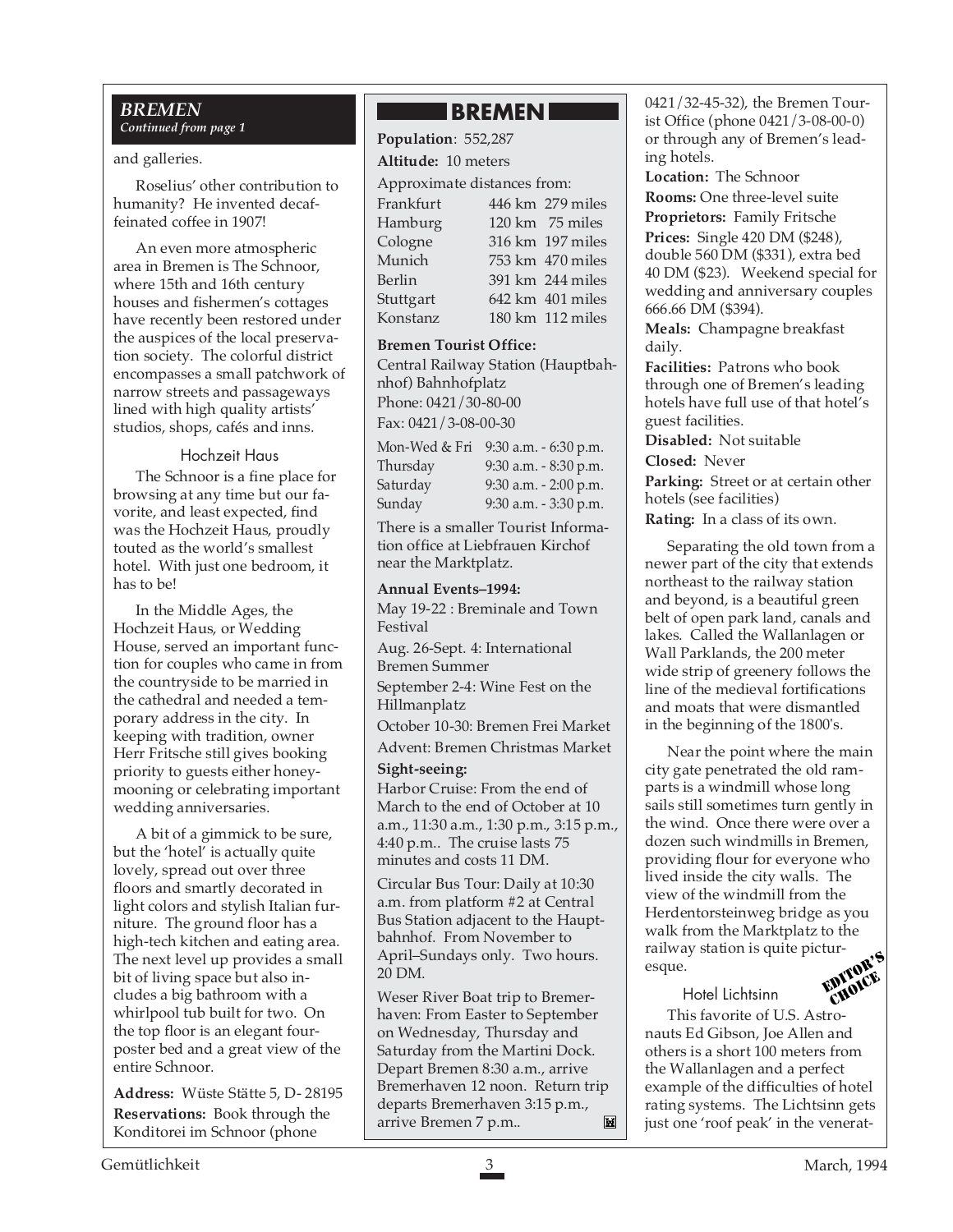### *BREMEN*
*Continued from page 1*

and galleries.

Roselius' other contribution to humanity? He invented decaffeinated coffee in 1907!

An even more atmospheric area in Bremen is The Schnoor, where 15th and 16th century houses and fishermen's cottages have recently been restored under the auspices of the local preservation society. The colorful district encompasses a small patchwork of narrow streets and passageways lined with high quality artists' studios, shops, cafés and inns.

#### Hochzeit Haus

The Schnoor is a fine place for browsing at any time but our favorite, and least expected, find was the Hochzeit Haus, proudly touted as the world's smallest hotel. With just one bedroom, it has to be!

In the Middle Ages, the Hochzeit Haus, or Wedding House, served an important function for couples who came in from the countryside to be married in the cathedral and needed a temporary address in the city. In keeping with tradition, owner Herr Fritsche still gives booking priority to guests either honeymooning or celebrating important wedding anniversaries.

A bit of a gimmick to be sure, but the 'hotel' is actually quite lovely, spread out over three floors and smartly decorated in light colors and stylish Italian furniture. The ground floor has a high-tech kitchen and eating area. The next level up provides a small bit of living space but also includes a big bathroom with a whirlpool tub built for two. On the top floor is an elegant four-poster bed and a great view of the entire Schnoor.

**Address:** Wüste Stätte 5, D- 28195

**Reservations:** Book through the Konditorei im Schnoor (phone 0421/32-45-32), the Bremen Tourist Office (phone 0421/3-08-00-0) or through any of Bremen's leading hotels.

**Location:** The Schnoor

**Rooms:** One three-level suite

**Proprietors:** Family Fritsche

**Prices:** Single 420 DM ($248), double 560 DM ($331), extra bed 40 DM ($23). Weekend special for wedding and anniversary couples 666.66 DM ($394).

**Meals:** Champagne breakfast daily.

**Facilities:** Patrons who book through one of Bremen's leading hotels have full use of that hotel's guest facilities.

**Disabled:** Not suitable

**Closed:** Never

**Parking:** Street or at certain other hotels (see facilities)

**Rating:** In a class of its own.

Separating the old town from a newer part of the city that extends northeast to the railway station and beyond, is a beautiful green belt of open park land, canals and lakes. Called the Wallanlagen or Wall Parklands, the 200 meter wide strip of greenery follows the line of the medieval fortifications and moats that were dismantled in the beginning of the 1800's.

Near the point where the main city gate penetrated the old ramparts is a windmill whose long sails still sometimes turn gently in the wind. Once there were over a dozen such windmills in Bremen, providing flour for everyone who lived inside the city walls. The view of the windmill from the Herdentorsteinweg bridge as you walk from the Marktplatz to the railway station is quite picturesque.

#### Hotel Lichtsinn

EDITOR'S CHOICE

This favorite of U.S. Astronauts Ed Gibson, Joe Allen and others is a short 100 meters from the Wallanlagen and a perfect example of the difficulties of hotel rating systems. The Lichtsinn gets just one 'roof peak' in the venerat-

---

## BREMEN

**Population**: 552,287

**Altitude:** 10 meters

Approximate distances from:

| | | |
|---|---|---|
| Frankfurt | 446 km | 279 miles |
| Hamburg | 120 km | 75 miles |
| Cologne | 316 km | 197 miles |
| Munich | 753 km | 470 miles |
| Berlin | 391 km | 244 miles |
| Stuttgart | 642 km | 401 miles |
| Konstanz | 180 km | 112 miles |

**Bremen Tourist Office:**
Central Railway Station (Hauptbahnhof) Bahnhofplatz
Phone: 0421/30-80-00
Fax: 0421/3-08-00-30

| | |
|---|---|
| Mon-Wed & Fri | 9:30 a.m. - 6:30 p.m. |
| Thursday | 9:30 a.m. - 8:30 p.m. |
| Saturday | 9:30 a.m. - 2:00 p.m. |
| Sunday | 9:30 a.m. - 3:30 p.m. |

There is a smaller Tourist Information office at Liebfrauen Kirchof near the Marktplatz.

**Annual Events–1994:**

May 19-22 : Breminale and Town Festival

Aug. 26-Sept. 4: International Bremen Summer

September 2-4: Wine Fest on the Hillmanplatz

October 10-30: Bremen Frei Market

Advent: Bremen Christmas Market

**Sight-seeing:**

Harbor Cruise: From the end of March to the end of October at 10 a.m., 11:30 a.m., 1:30 p.m., 3:15 p.m., 4:40 p.m.. The cruise lasts 75 minutes and costs 11 DM.

Circular Bus Tour: Daily at 10:30 a.m. from platform #2 at Central Bus Station adjacent to the Hauptbahnhof. From November to April–Sundays only. Two hours. 20 DM.

Weser River Boat trip to Bremerhaven: From Easter to September on Wednesday, Thursday and Saturday from the Martini Dock. Depart Bremen 8:30 a.m., arrive Bremerhaven 12 noon. Return trip departs Bremerhaven 3:15 p.m., arrive Bremen 7 p.m..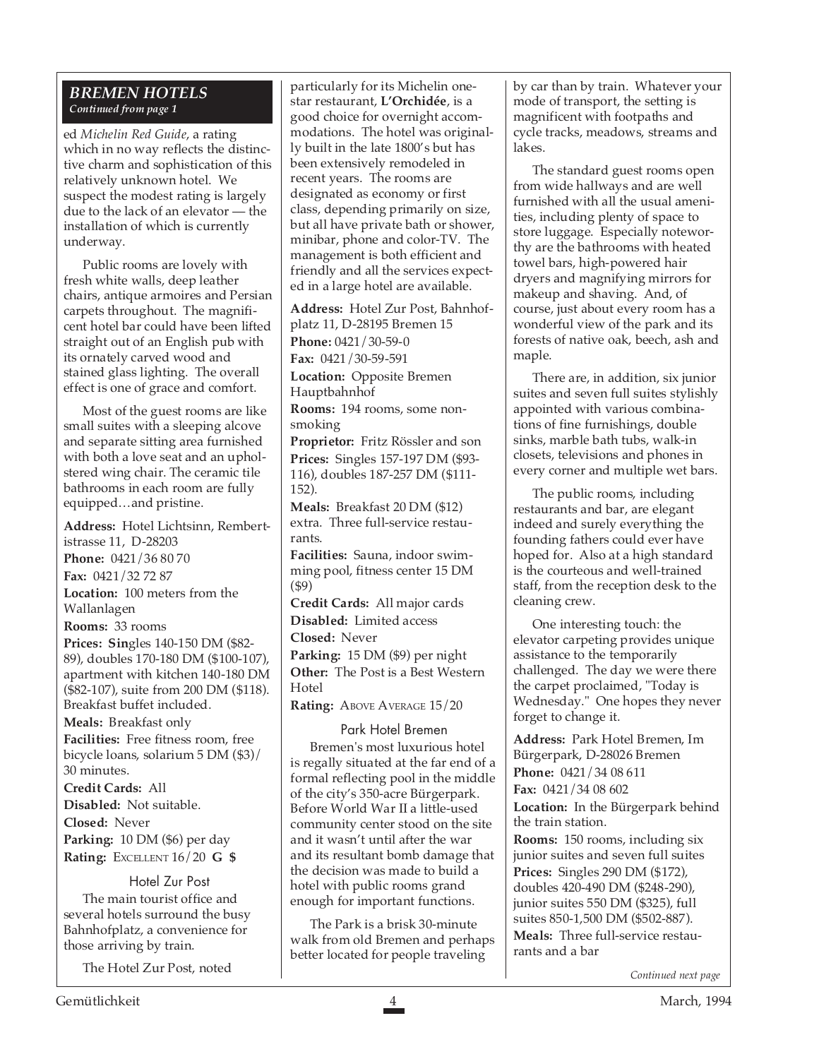## *BREMEN HOTELS*

*Continued from page 1*

ed *Michelin Red Guide*, a rating which in no way reflects the distinctive charm and sophistication of this relatively unknown hotel. We suspect the modest rating is largely due to the lack of an elevator — the installation of which is currently underway.

Public rooms are lovely with fresh white walls, deep leather chairs, antique armoires and Persian carpets throughout. The magnificent hotel bar could have been lifted straight out of an English pub with its ornately carved wood and stained glass lighting. The overall effect is one of grace and comfort.

Most of the guest rooms are like small suites with a sleeping alcove and separate sitting area furnished with both a love seat and an upholstered wing chair. The ceramic tile bathrooms in each room are fully equipped…and pristine.

**Address:** Hotel Lichtsinn, Rembertistrasse 11, D-28203

**Phone:** 0421/36 80 70

**Fax:** 0421/32 72 87

**Location:** 100 meters from the Wallanlagen

**Rooms:** 33 rooms

**Prices: Sin**gles 140-150 DM ($82-89), doubles 170-180 DM ($100-107), apartment with kitchen 140-180 DM ($82-107), suite from 200 DM ($118). Breakfast buffet included.

**Meals:** Breakfast only

**Facilities:** Free fitness room, free bicycle loans, solarium 5 DM ($3)/ 30 minutes.

**Credit Cards:** All

**Disabled:** Not suitable.

**Closed:** Never

**Parking:** 10 DM ($6) per day

**Rating:** EXCELLENT 16/20 **G $**

### Hotel Zur Post

The main tourist office and several hotels surround the busy Bahnhofplatz, a convenience for those arriving by train.

The Hotel Zur Post, noted particularly for its Michelin one-star restaurant, **L'Orchidée**, is a good choice for overnight accommodations. The hotel was originally built in the late 1800's but has been extensively remodeled in recent years. The rooms are designated as economy or first class, depending primarily on size, but all have private bath or shower, minibar, phone and color-TV. The management is both efficient and friendly and all the services expected in a large hotel are available.

**Address:** Hotel Zur Post, Bahnhofplatz 11, D-28195 Bremen 15

**Phone:** 0421/30-59-0

**Fax:** 0421/30-59-591

**Location:** Opposite Bremen Hauptbahnhof

**Rooms:** 194 rooms, some non-smoking

**Proprietor:** Fritz Rössler and son

**Prices:** Singles 157-197 DM ($93-116), doubles 187-257 DM ($111-152).

**Meals:** Breakfast 20 DM ($12) extra. Three full-service restaurants.

**Facilities:** Sauna, indoor swimming pool, fitness center 15 DM ($9)

**Credit Cards:** All major cards

**Disabled:** Limited access

**Closed:** Never

**Parking:** 15 DM ($9) per night

**Other:** The Post is a Best Western Hotel

**Rating:** ABOVE AVERAGE 15/20

### Park Hotel Bremen

Bremen's most luxurious hotel is regally situated at the far end of a formal reflecting pool in the middle of the city's 350-acre Bürgerpark. Before World War II a little-used community center stood on the site and it wasn't until after the war and its resultant bomb damage that the decision was made to build a hotel with public rooms grand enough for important functions.

The Park is a brisk 30-minute walk from old Bremen and perhaps better located for people traveling by car than by train. Whatever your mode of transport, the setting is magnificent with footpaths and cycle tracks, meadows, streams and lakes.

The standard guest rooms open from wide hallways and are well furnished with all the usual amenities, including plenty of space to store luggage. Especially noteworthy are the bathrooms with heated towel bars, high-powered hair dryers and magnifying mirrors for makeup and shaving. And, of course, just about every room has a wonderful view of the park and its forests of native oak, beech, ash and maple.

There are, in addition, six junior suites and seven full suites stylishly appointed with various combinations of fine furnishings, double sinks, marble bath tubs, walk-in closets, televisions and phones in every corner and multiple wet bars.

The public rooms, including restaurants and bar, are elegant indeed and surely everything the founding fathers could ever have hoped for. Also at a high standard is the courteous and well-trained staff, from the reception desk to the cleaning crew.

One interesting touch: the elevator carpeting provides unique assistance to the temporarily challenged. The day we were there the carpet proclaimed, "Today is Wednesday." One hopes they never forget to change it.

**Address:** Park Hotel Bremen, Im Bürgerpark, D-28026 Bremen

**Phone:** 0421/34 08 611

**Fax:** 0421/34 08 602

**Location:** In the Bürgerpark behind the train station.

**Rooms:** 150 rooms, including six junior suites and seven full suites

**Prices:** Singles 290 DM ($172), doubles 420-490 DM ($248-290), junior suites 550 DM ($325), full suites 850-1,500 DM ($502-887).

**Meals:** Three full-service restaurants and a bar

*Continued next page*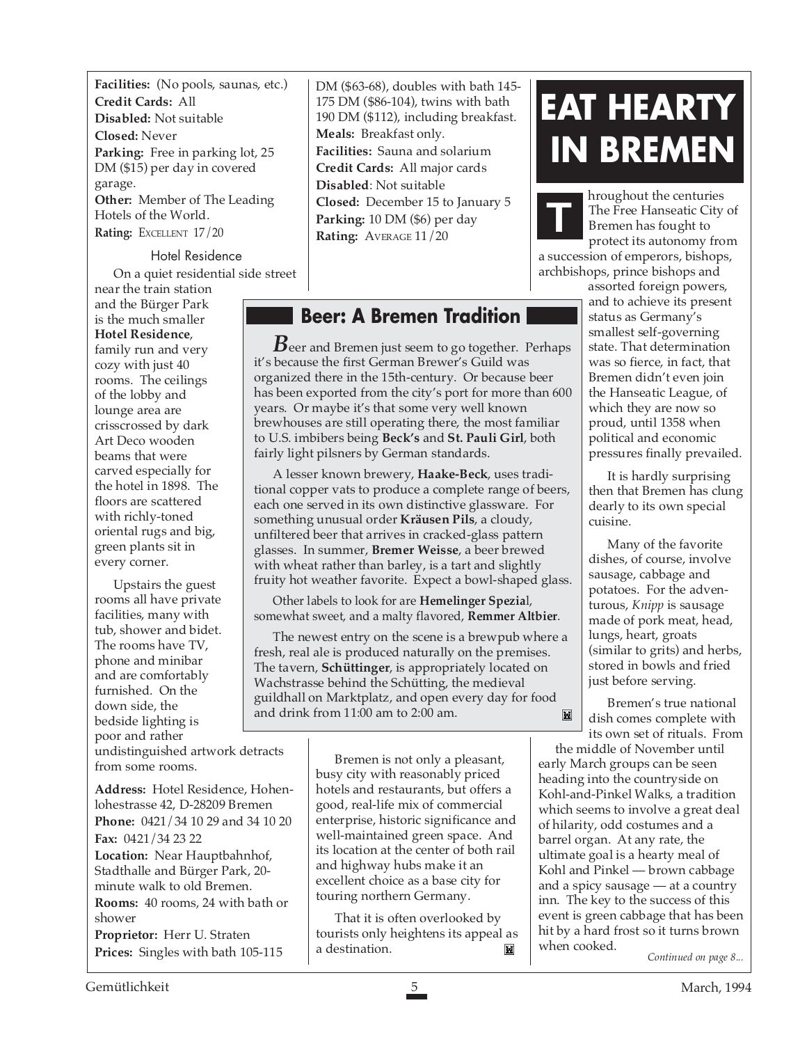**Facilities:** (No pools, saunas, etc.)
**Credit Cards:** All
**Disabled:** Not suitable
**Closed:** Never
**Parking:** Free in parking lot, 25 DM ($15) per day in covered garage.
**Other:** Member of The Leading Hotels of the World.
**Rating:** EXCELLENT 17/20

### Hotel Residence

On a quiet residential side street near the train station and the Bürger Park is the much smaller **Hotel Residence**, family run and very cozy with just 40 rooms. The ceilings of the lobby and lounge area are crisscrossed by dark Art Deco wooden beams that were carved especially for the hotel in 1898. The floors are scattered with richly-toned oriental rugs and big, green plants sit in every corner.

Upstairs the guest rooms all have private facilities, many with tub, shower and bidet. The rooms have TV, phone and minibar and are comfortably furnished. On the down side, the bedside lighting is poor and rather undistinguished artwork detracts from some rooms.

**Address:** Hotel Residence, Hohenlohestrasse 42, D-28209 Bremen
**Phone:** 0421/34 10 29 and 34 10 20
**Fax:** 0421/34 23 22
**Location:** Near Hauptbahnhof, Stadthalle and Bürger Park, 20-minute walk to old Bremen.
**Rooms:** 40 rooms, 24 with bath or shower
**Proprietor:** Herr U. Straten
**Prices:** Singles with bath 105-115 DM ($63-68), doubles with bath 145-175 DM ($86-104), twins with bath 190 DM ($112), including breakfast.
**Meals:** Breakfast only.
**Facilities:** Sauna and solarium
**Credit Cards:** All major cards
**Disabled**: Not suitable
**Closed:** December 15 to January 5
**Parking:** 10 DM ($6) per day
**Rating:** AVERAGE 11/20

## Beer: A Bremen Tradition

Beer and Bremen just seem to go together. Perhaps it's because the first German Brewer's Guild was organized there in the 15th-century. Or because beer has been exported from the city's port for more than 600 years. Or maybe it's that some very well known brewhouses are still operating there, the most familiar to U.S. imbibers being **Beck's** and **St. Pauli Girl**, both fairly light pilsners by German standards.

A lesser known brewery, **Haake-Beck**, uses traditional copper vats to produce a complete range of beers, each one served in its own distinctive glassware. For something unusual order **Kräusen Pils**, a cloudy, unfiltered beer that arrives in cracked-glass pattern glasses. In summer, **Bremer Weisse**, a beer brewed with wheat rather than barley, is a tart and slightly fruity hot weather favorite. Expect a bowl-shaped glass.

Other labels to look for are **Hemelinger Spezial**, somewhat sweet, and a malty flavored, **Remmer Altbier**.

The newest entry on the scene is a brewpub where a fresh, real ale is produced naturally on the premises. The tavern, **Schüttinger**, is appropriately located on Wachstrasse behind the Schütting, the medieval guildhall on Marktplatz, and open every day for food and drink from 11:00 am to 2:00 am.

Bremen is not only a pleasant, busy city with reasonably priced hotels and restaurants, but offers a good, real-life mix of commercial enterprise, historic significance and well-maintained green space. And its location at the center of both rail and highway hubs make it an excellent choice as a base city for touring northern Germany.

That it is often overlooked by tourists only heightens its appeal as a destination.

# EAT HEARTY IN BREMEN

Throughout the centuries The Free Hanseatic City of Bremen has fought to protect its autonomy from a succession of emperors, bishops, archbishops, prince bishops and assorted foreign powers, and to achieve its present status as Germany's smallest self-governing state. That determination was so fierce, in fact, that Bremen didn't even join the Hanseatic League, of which they are now so proud, until 1358 when political and economic pressures finally prevailed.

It is hardly surprising then that Bremen has clung dearly to its own special cuisine.

Many of the favorite dishes, of course, involve sausage, cabbage and potatoes. For the adventurous, *Knipp* is sausage made of pork meat, head, lungs, heart, groats (similar to grits) and herbs, stored in bowls and fried just before serving.

Bremen's true national dish comes complete with its own set of rituals. From the middle of November until early March groups can be seen heading into the countryside on Kohl-and-Pinkel Walks, a tradition which seems to involve a great deal of hilarity, odd costumes and a barrel organ. At any rate, the ultimate goal is a hearty meal of Kohl and Pinkel — brown cabbage and a spicy sausage — at a country inn. The key to the success of this event is green cabbage that has been hit by a hard frost so it turns brown when cooked.

*Continued on page 8...*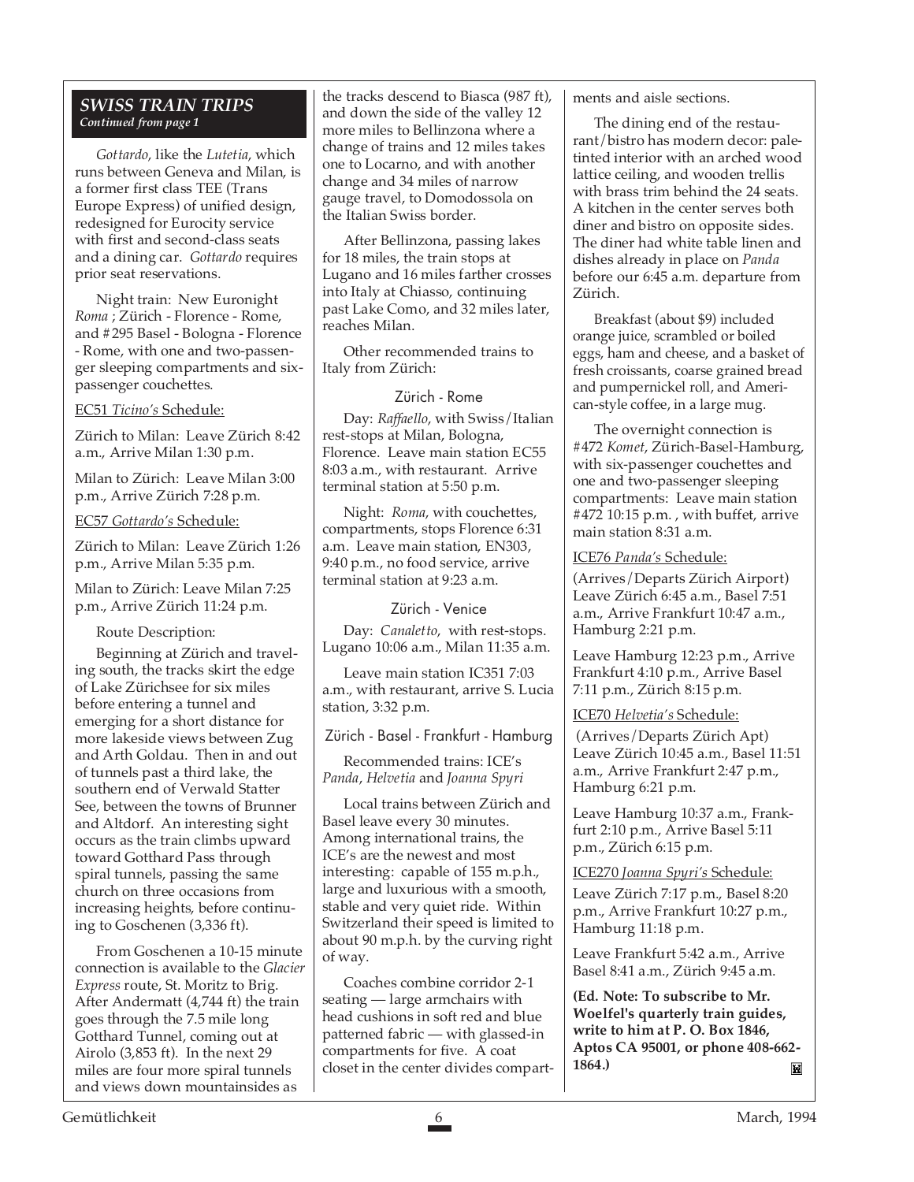## SWISS TRAIN TRIPS

*Continued from page 1*

*Gottardo*, like the *Lutetia*, which runs between Geneva and Milan, is a former first class TEE (Trans Europe Express) of unified design, redesigned for Eurocity service with first and second-class seats and a dining car. *Gottardo* requires prior seat reservations.

Night train: New Euronight *Roma* ; Zürich - Florence - Rome, and #295 Basel - Bologna - Florence - Rome, with one and two-passenger sleeping compartments and six-passenger couchettes.

EC51 *Ticino's* Schedule:

Zürich to Milan: Leave Zürich 8:42 a.m., Arrive Milan 1:30 p.m.

Milan to Zürich: Leave Milan 3:00 p.m., Arrive Zürich 7:28 p.m.

EC57 *Gottardo's* Schedule:

Zürich to Milan: Leave Zürich 1:26 p.m., Arrive Milan 5:35 p.m.

Milan to Zürich: Leave Milan 7:25 p.m., Arrive Zürich 11:24 p.m.

Route Description:

Beginning at Zürich and traveling south, the tracks skirt the edge of Lake Zürichsee for six miles before entering a tunnel and emerging for a short distance for more lakeside views between Zug and Arth Goldau. Then in and out of tunnels past a third lake, the southern end of Verwald Statter See, between the towns of Brunner and Altdorf. An interesting sight occurs as the train climbs upward toward Gotthard Pass through spiral tunnels, passing the same church on three occasions from increasing heights, before continuing to Goschenen (3,336 ft).

From Goschenen a 10-15 minute connection is available to the *Glacier Express* route, St. Moritz to Brig. After Andermatt (4,744 ft) the train goes through the 7.5 mile long Gotthard Tunnel, coming out at Airolo (3,853 ft). In the next 29 miles are four more spiral tunnels and views down mountainsides as the tracks descend to Biasca (987 ft), and down the side of the valley 12 more miles to Bellinzona where a change of trains and 12 miles takes one to Locarno, and with another change and 34 miles of narrow gauge travel, to Domodossola on the Italian Swiss border.

After Bellinzona, passing lakes for 18 miles, the train stops at Lugano and 16 miles farther crosses into Italy at Chiasso, continuing past Lake Como, and 32 miles later, reaches Milan.

Other recommended trains to Italy from Zürich:

### Zürich - Rome

Day: *Raffaello*, with Swiss/Italian rest-stops at Milan, Bologna, Florence. Leave main station EC55 8:03 a.m., with restaurant. Arrive terminal station at 5:50 p.m.

Night: *Roma*, with couchettes, compartments, stops Florence 6:31 a.m. Leave main station, EN303, 9:40 p.m., no food service, arrive terminal station at 9:23 a.m.

### Zürich - Venice

Day: *Canaletto*, with rest-stops. Lugano 10:06 a.m., Milan 11:35 a.m.

Leave main station IC351 7:03 a.m., with restaurant, arrive S. Lucia station, 3:32 p.m.

### Zürich - Basel - Frankfurt - Hamburg

Recommended trains: ICE's *Panda*, *Helvetia* and *Joanna Spyri*

Local trains between Zürich and Basel leave every 30 minutes. Among international trains, the ICE's are the newest and most interesting: capable of 155 m.p.h., large and luxurious with a smooth, stable and very quiet ride. Within Switzerland their speed is limited to about 90 m.p.h. by the curving right of way.

Coaches combine corridor 2-1 seating — large armchairs with head cushions in soft red and blue patterned fabric — with glassed-in compartments for five. A coat closet in the center divides compartments and aisle sections.

The dining end of the restaurant/bistro has modern decor: pale-tinted interior with an arched wood lattice ceiling, and wooden trellis with brass trim behind the 24 seats. A kitchen in the center serves both diner and bistro on opposite sides. The diner had white table linen and dishes already in place on *Panda* before our 6:45 a.m. departure from Zürich.

Breakfast (about $9) included orange juice, scrambled or boiled eggs, ham and cheese, and a basket of fresh croissants, coarse grained bread and pumpernickel roll, and American-style coffee, in a large mug.

The overnight connection is #472 *Komet*, Zürich-Basel-Hamburg, with six-passenger couchettes and one and two-passenger sleeping compartments: Leave main station #472 10:15 p.m. , with buffet, arrive main station 8:31 a.m.

ICE76 *Panda's* Schedule:

(Arrives/Departs Zürich Airport) Leave Zürich 6:45 a.m., Basel 7:51 a.m., Arrive Frankfurt 10:47 a.m., Hamburg 2:21 p.m.

Leave Hamburg 12:23 p.m., Arrive Frankfurt 4:10 p.m., Arrive Basel 7:11 p.m., Zürich 8:15 p.m.

ICE70 *Helvetia's* Schedule:

(Arrives/Departs Zürich Apt) Leave Zürich 10:45 a.m., Basel 11:51 a.m., Arrive Frankfurt 2:47 p.m., Hamburg 6:21 p.m.

Leave Hamburg 10:37 a.m., Frankfurt 2:10 p.m., Arrive Basel 5:11 p.m., Zürich 6:15 p.m.

ICE270 *Joanna Spyri's* Schedule:

Leave Zürich 7:17 p.m., Basel 8:20 p.m., Arrive Frankfurt 10:27 p.m., Hamburg 11:18 p.m.

Leave Frankfurt 5:42 a.m., Arrive Basel 8:41 a.m., Zürich 9:45 a.m.

**(Ed. Note: To subscribe to Mr. Woelfel's quarterly train guides, write to him at P. O. Box 1846, Aptos CA 95001, or phone 408-662-1864.)**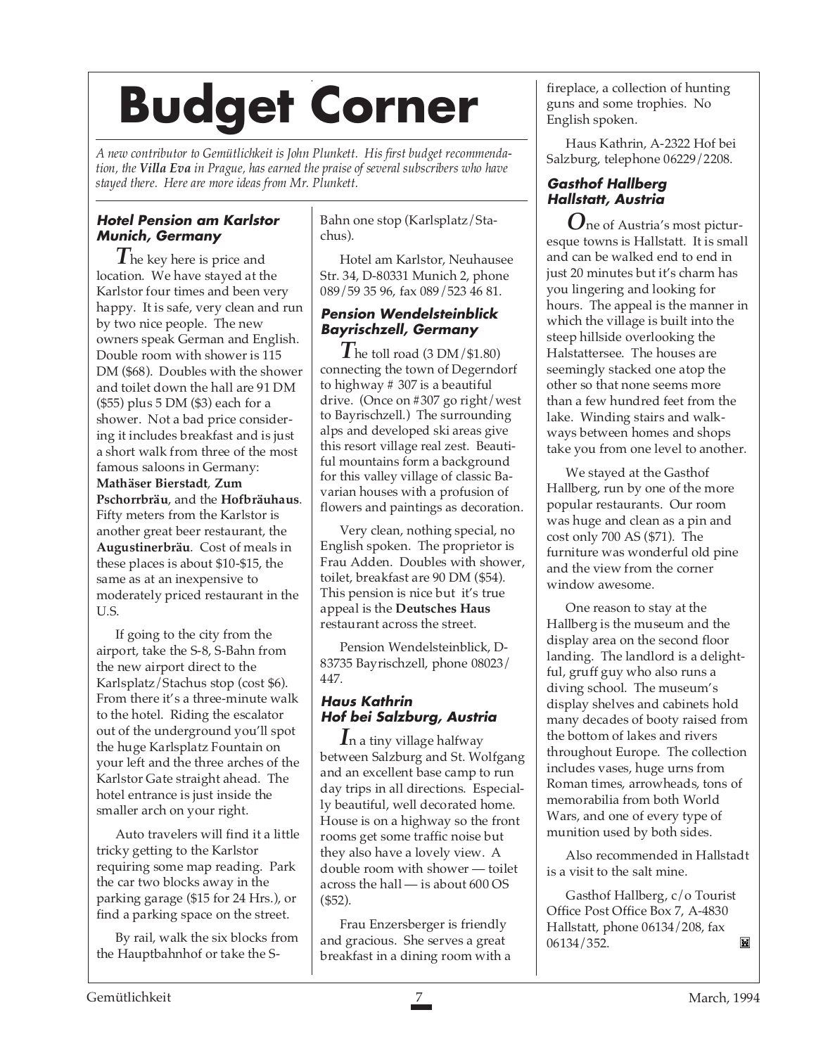# Budget Corner

*A new contributor to Gemütlichkeit is John Plunkett. His first budget recommendation, the **Villa Eva** in Prague, has earned the praise of several subscribers who have stayed there. Here are more ideas from Mr. Plunkett.*

### Hotel Pension am Karlstor
### Munich, Germany

The key here is price and location. We have stayed at the Karlstor four times and been very happy. It is safe, very clean and run by two nice people. The new owners speak German and English. Double room with shower is 115 DM ($68). Doubles with the shower and toilet down the hall are 91 DM ($55) plus 5 DM ($3) each for a shower. Not a bad price considering it includes breakfast and is just a short walk from three of the most famous saloons in Germany: **Mathäser Bierstadt**, **Zum Pschorrbräu**, and the **Hofbräuhaus**. Fifty meters from the Karlstor is another great beer restaurant, the **Augustinerbräu**. Cost of meals in these places is about $10-$15, the same as at an inexpensive to moderately priced restaurant in the U.S.

If going to the city from the airport, take the S-8, S-Bahn from the new airport direct to the Karlsplatz/Stachus stop (cost $6). From there it's a three-minute walk to the hotel. Riding the escalator out of the underground you'll spot the huge Karlsplatz Fountain on your left and the three arches of the Karlstor Gate straight ahead. The hotel entrance is just inside the smaller arch on your right.

Auto travelers will find it a little tricky getting to the Karlstor requiring some map reading. Park the car two blocks away in the parking garage ($15 for 24 Hrs.), or find a parking space on the street.

By rail, walk the six blocks from the Hauptbahnhof or take the S-Bahn one stop (Karlsplatz/Stachus).

Hotel am Karlstor, Neuhausee Str. 34, D-80331 Munich 2, phone 089/59 35 96, fax 089/523 46 81.

### Pension Wendelsteinblick
### Bayrischzell, Germany

The toll road (3 DM/$1.80) connecting the town of Degerndorf to highway # 307 is a beautiful drive. (Once on #307 go right/west to Bayrischzell.) The surrounding alps and developed ski areas give this resort village real zest. Beautiful mountains form a background for this valley village of classic Bavarian houses with a profusion of flowers and paintings as decoration.

Very clean, nothing special, no English spoken. The proprietor is Frau Adden. Doubles with shower, toilet, breakfast are 90 DM ($54). This pension is nice but it's true appeal is the **Deutsches Haus** restaurant across the street.

Pension Wendelsteinblick, D-83735 Bayrischzell, phone 08023/447.

### Haus Kathrin
### Hof bei Salzburg, Austria

In a tiny village halfway between Salzburg and St. Wolfgang and an excellent base camp to run day trips in all directions. Especially beautiful, well decorated home. House is on a highway so the front rooms get some traffic noise but they also have a lovely view. A double room with shower — toilet across the hall — is about 600 OS ($52).

Frau Enzersberger is friendly and gracious. She serves a great breakfast in a dining room with a fireplace, a collection of hunting guns and some trophies. No English spoken.

Haus Kathrin, A-2322 Hof bei Salzburg, telephone 06229/2208.

### Gasthof Hallberg
### Hallstatt, Austria

One of Austria's most picturesque towns is Hallstatt. It is small and can be walked end to end in just 20 minutes but it's charm has you lingering and looking for hours. The appeal is the manner in which the village is built into the steep hillside overlooking the Halstattersee. The houses are seemingly stacked one atop the other so that none seems more than a few hundred feet from the lake. Winding stairs and walkways between homes and shops take you from one level to another.

We stayed at the Gasthof Hallberg, run by one of the more popular restaurants. Our room was huge and clean as a pin and cost only 700 AS ($71). The furniture was wonderful old pine and the view from the corner window awesome.

One reason to stay at the Hallberg is the museum and the display area on the second floor landing. The landlord is a delightful, gruff guy who also runs a diving school. The museum's display shelves and cabinets hold many decades of booty raised from the bottom of lakes and rivers throughout Europe. The collection includes vases, huge urns from Roman times, arrowheads, tons of memorabilia from both World Wars, and one of every type of munition used by both sides.

Also recommended in Hallstadt is a visit to the salt mine.

Gasthof Hallberg, c/o Tourist Office Post Office Box 7, A-4830 Hallstatt, phone 06134/208, fax 06134/352.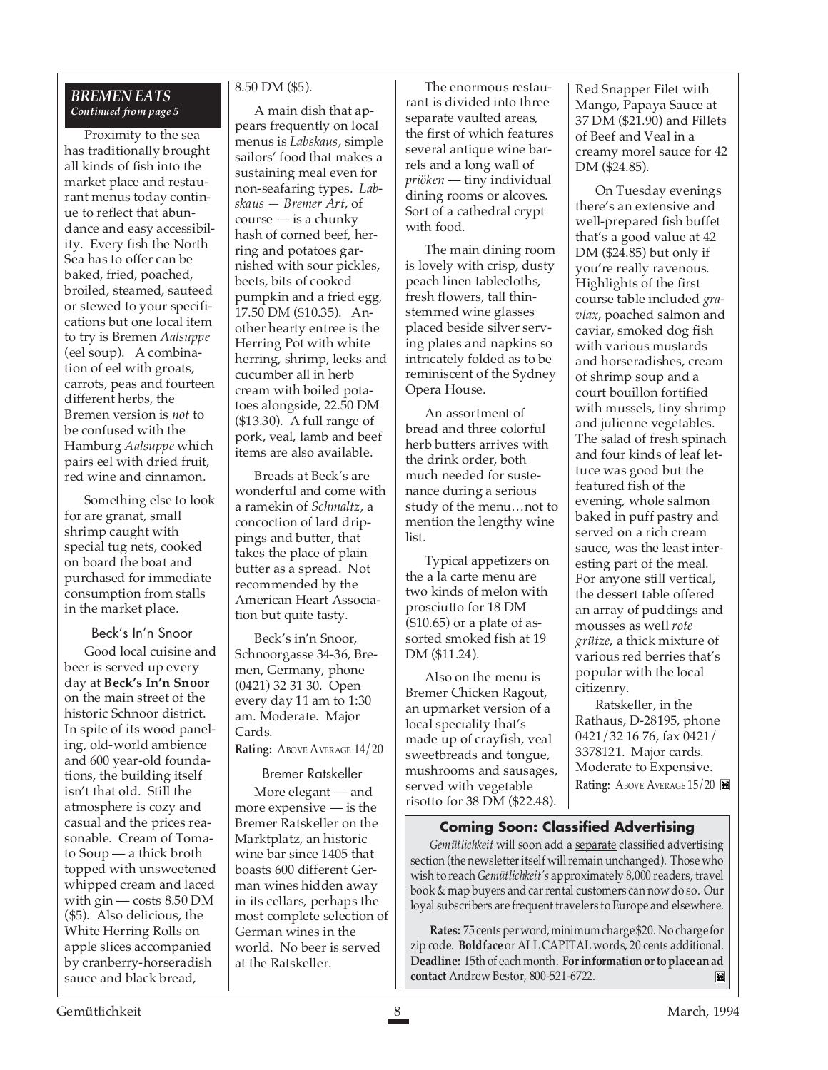## *BREMEN EATS*

*Continued from page 5*

Proximity to the sea has traditionally brought all kinds of fish into the market place and restaurant menus today continue to reflect that abundance and easy accessibility. Every fish the North Sea has to offer can be baked, fried, poached, broiled, steamed, sauteed or stewed to your specifications but one local item to try is Bremen *Aalsuppe* (eel soup). A combination of eel with groats, carrots, peas and fourteen different herbs, the Bremen version is *not* to be confused with the Hamburg *Aalsuppe* which pairs eel with dried fruit, red wine and cinnamon.

Something else to look for are granat, small shrimp caught with special tug nets, cooked on board the boat and purchased for immediate consumption from stalls in the market place.

### Beck's In'n Snoor

Good local cuisine and beer is served up every day at **Beck's In'n Snoor** on the main street of the historic Schnoor district. In spite of its wood paneling, old-world ambience and 600 year-old foundations, the building itself isn't that old. Still the atmosphere is cozy and casual and the prices reasonable. Cream of Tomato Soup — a thick broth topped with unsweetened whipped cream and laced with gin — costs 8.50 DM ($5). Also delicious, the White Herring Rolls on apple slices accompanied by cranberry-horseradish sauce and black bread, 8.50 DM ($5).

A main dish that appears frequently on local menus is *Labskaus*, simple sailors' food that makes a sustaining meal even for non-seafaring types. *Labskaus — Bremer Art*, of course — is a chunky hash of corned beef, herring and potatoes garnished with sour pickles, beets, bits of cooked pumpkin and a fried egg, 17.50 DM ($10.35). Another hearty entree is the Herring Pot with white herring, shrimp, leeks and cucumber all in herb cream with boiled potatoes alongside, 22.50 DM ($13.30). A full range of pork, veal, lamb and beef items are also available.

Breads at Beck's are wonderful and come with a ramekin of *Schmaltz*, a concoction of lard drippings and butter, that takes the place of plain butter as a spread. Not recommended by the American Heart Association but quite tasty.

Beck's in'n Snoor, Schnoorgasse 34-36, Bremen, Germany, phone (0421) 32 31 30. Open every day 11 am to 1:30 am. Moderate. Major Cards.

**Rating:** ABOVE AVERAGE 14/20

### Bremer Ratskeller

More elegant — and more expensive — is the Bremer Ratskeller on the Marktplatz, an historic wine bar since 1405 that boasts 600 different German wines hidden away in its cellars, perhaps the most complete selection of German wines in the world. No beer is served at the Ratskeller.

The enormous restaurant is divided into three separate vaulted areas, the first of which features several antique wine barrels and a long wall of *priöken* — tiny individual dining rooms or alcoves. Sort of a cathedral crypt with food.

The main dining room is lovely with crisp, dusty peach linen tablecloths, fresh flowers, tall thin-stemmed wine glasses placed beside silver serving plates and napkins so intricately folded as to be reminiscent of the Sydney Opera House.

An assortment of bread and three colorful herb butters arrives with the drink order, both much needed for sustenance during a serious study of the menu…not to mention the lengthy wine list.

Typical appetizers on the a la carte menu are two kinds of melon with prosciutto for 18 DM ($10.65) or a plate of assorted smoked fish at 19 DM ($11.24).

Also on the menu is Bremer Chicken Ragout, an upmarket version of a local speciality that's made up of crayfish, veal sweetbreads and tongue, mushrooms and sausages, served with vegetable risotto for 38 DM ($22.48). Red Snapper Filet with Mango, Papaya Sauce at 37 DM ($21.90) and Fillets of Beef and Veal in a creamy morel sauce for 42 DM ($24.85).

On Tuesday evenings there's an extensive and well-prepared fish buffet that's a good value at 42 DM ($24.85) but only if you're really ravenous. Highlights of the first course table included *gravlax*, poached salmon and caviar, smoked dog fish with various mustards and horseradishes, cream of shrimp soup and a court bouillon fortified with mussels, tiny shrimp and julienne vegetables. The salad of fresh spinach and four kinds of leaf lettuce was good but the featured fish of the evening, whole salmon baked in puff pastry and served on a rich cream sauce, was the least interesting part of the meal. For anyone still vertical, the dessert table offered an array of puddings and mousses as well *rote grütze*, a thick mixture of various red berries that's popular with the local citizenry.

Ratskeller, in the Rathaus, D-28195, phone 0421/32 16 76, fax 0421/3378121. Major cards. Moderate to Expensive.

**Rating:** ABOVE AVERAGE 15/20

---

### Coming Soon: Classified Advertising

*Gemütlichkeit* will soon add a separate classified advertising section (the newsletter itself will remain unchanged). Those who wish to reach *Gemütlichkeit's* approximately 8,000 readers, travel book & map buyers and car rental customers can now do so. Our loyal subscribers are frequent travelers to Europe and elsewhere.

**Rates:** 75 cents per word, minimum charge $20. No charge for zip code. **Boldface** or ALL CAPITAL words, 20 cents additional. **Deadline:** 15th of each month. **For information or to place an ad contact** Andrew Bestor, 800-521-6722.